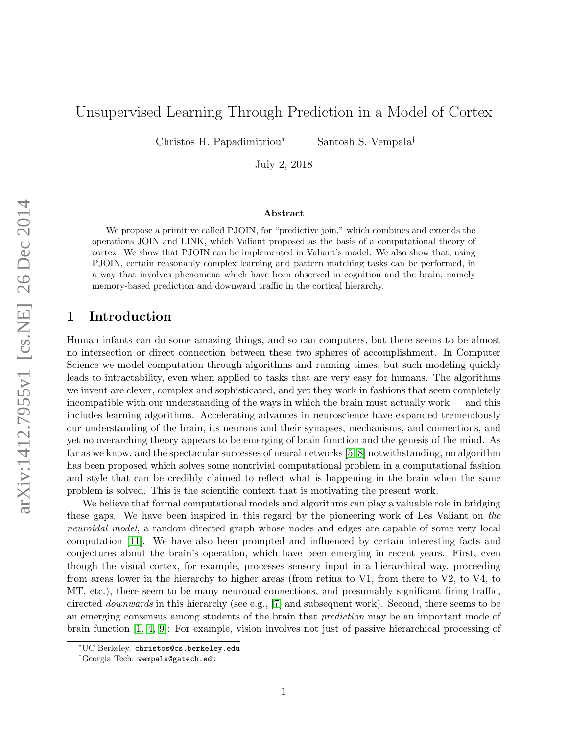# Unsupervised Learning Through Prediction in a Model of Cortex

Christos H. Papadimitriou[*] Santosh S. Vempala[†]

July 2, 2018

## Abstract

We propose a primitive called PJOIN, for "predictive join," which combines and extends the operations JOIN and LINK, which Valiant proposed as the basis of a computational theory of cortex. We show that PJOIN can be implemented in Valiant's model. We also show that, using PJOIN, certain reasonably complex learning and pattern matching tasks can be performed, in a way that involves phenomena which have been observed in cognition and the brain, namely memory-based prediction and downward traffic in the cortical hierarchy.

## 1 Introduction

Human infants can do some amazing things, and so can computers, but there seems to be almost no intersection or direct connection between these two spheres of accomplishment. In Computer Science we model computation through algorithms and running times, but such modeling quickly leads to intractability, even when applied to tasks that are very easy for humans. The algorithms we invent are clever, complex and sophisticated, and yet they work in fashions that seem completely incompatible with our understanding of the ways in which the brain must actually work — and this includes learning algorithms. Accelerating advances in neuroscience have expanded tremendously our understanding of the brain, its neurons and their synapses, mechanisms, and connections, and yet no overarching theory appears to be emerging of brain function and the genesis of the mind. As far as we know, and the spectacular successes of neural networks [5, 8] notwithstanding, no algorithm has been proposed which solves some nontrivial computational problem in a computational fashion and style that can be credibly claimed to reflect what is happening in the brain when the same problem is solved. This is the scientific context that is motivating the present work.

We believe that formal computational models and algorithms can play a valuable role in bridging these gaps. We have been inspired in this regard by the pioneering work of Les Valiant on *the neuroidal model*, a random directed graph whose nodes and edges are capable of some very local computation [11]. We have also been prompted and influenced by certain interesting facts and conjectures about the brain's operation, which have been emerging in recent years. First, even though the visual cortex, for example, processes sensory input in a hierarchical way, proceeding from areas lower in the hierarchy to higher areas (from retina to V1, from there to V2, to V4, to MT, etc.), there seem to be many neuronal connections, and presumably significant firing traffic, directed *downwards* in this hierarchy (see e.g., [7] and subsequent work). Second, there seems to be an emerging consensus among students of the brain that *prediction* may be an important mode of brain function [1, 4, 9]: For example, vision involves not just of passive hierarchical processing of

[*] UC Berkeley. christos@cs.berkeley.edu

[†] Georgia Tech. vempala@gatech.edu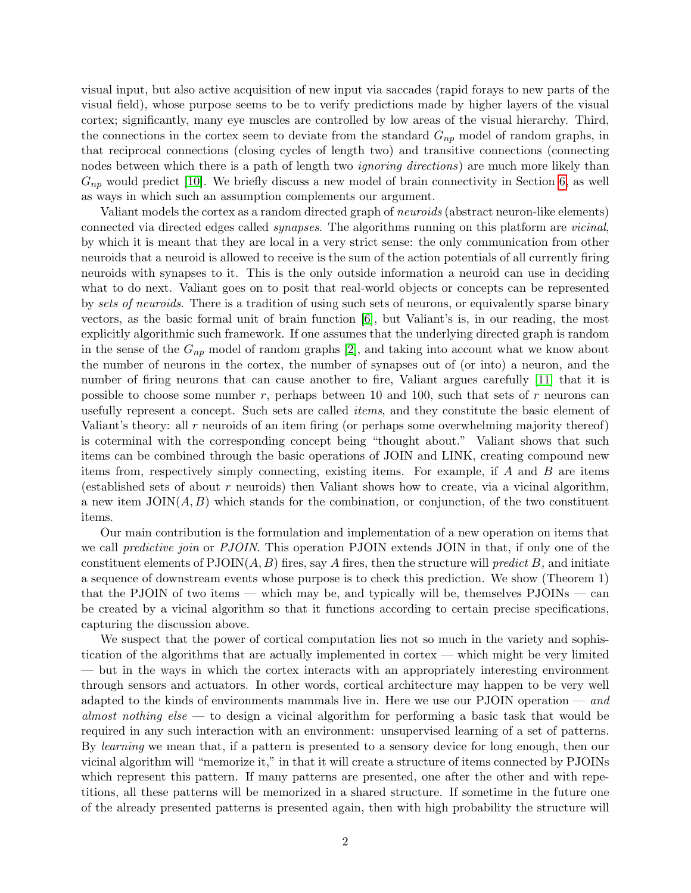visual input, but also active acquisition of new input via saccades (rapid forays to new parts of the visual field), whose purpose seems to be to verify predictions made by higher layers of the visual cortex; significantly, many eye muscles are controlled by low areas of the visual hierarchy. Third, the connections in the cortex seem to deviate from the standard $G_{np}$ model of random graphs, in that reciprocal connections (closing cycles of length two) and transitive connections (connecting nodes between which there is a path of length two *ignoring directions*) are much more likely than $G_{np}$ would predict [10]. We briefly discuss a new model of brain connectivity in Section 6, as well as ways in which such an assumption complements our argument.

Valiant models the cortex as a random directed graph of *neuroids* (abstract neuron-like elements) connected via directed edges called *synapses*. The algorithms running on this platform are *vicinal*, by which it is meant that they are local in a very strict sense: the only communication from other neuroids that a neuroid is allowed to receive is the sum of the action potentials of all currently firing neuroids with synapses to it. This is the only outside information a neuroid can use in deciding what to do next. Valiant goes on to posit that real-world objects or concepts can be represented by *sets of neuroids*. There is a tradition of using such sets of neurons, or equivalently sparse binary vectors, as the basic formal unit of brain function [6], but Valiant's is, in our reading, the most explicitly algorithmic such framework. If one assumes that the underlying directed graph is random in the sense of the $G_{np}$ model of random graphs [2], and taking into account what we know about the number of neurons in the cortex, the number of synapses out of (or into) a neuron, and the number of firing neurons that can cause another to fire, Valiant argues carefully [11] that it is possible to choose some number $r$, perhaps between 10 and 100, such that sets of $r$ neurons can usefully represent a concept. Such sets are called *items*, and they constitute the basic element of Valiant's theory: all $r$ neuroids of an item firing (or perhaps some overwhelming majority thereof) is coterminal with the corresponding concept being "thought about." Valiant shows that such items can be combined through the basic operations of JOIN and LINK, creating compound new items from, respectively simply connecting, existing items. For example, if $A$ and $B$ are items (established sets of about $r$ neuroids) then Valiant shows how to create, via a vicinal algorithm, a new item JOIN($A, B$) which stands for the combination, or conjunction, of the two constituent items.

Our main contribution is the formulation and implementation of a new operation on items that we call *predictive join* or *PJOIN*. This operation PJOIN extends JOIN in that, if only one of the constituent elements of PJOIN($A, B$) fires, say $A$ fires, then the structure will *predict B,* and initiate a sequence of downstream events whose purpose is to check this prediction. We show (Theorem 1) that the PJOIN of two items — which may be, and typically will be, themselves PJOINs — can be created by a vicinal algorithm so that it functions according to certain precise specifications, capturing the discussion above.

We suspect that the power of cortical computation lies not so much in the variety and sophistication of the algorithms that are actually implemented in cortex — which might be very limited — but in the ways in which the cortex interacts with an appropriately interesting environment through sensors and actuators. In other words, cortical architecture may happen to be very well adapted to the kinds of environments mammals live in. Here we use our PJOIN operation — *and almost nothing else* — to design a vicinal algorithm for performing a basic task that would be required in any such interaction with an environment: unsupervised learning of a set of patterns. By *learning* we mean that, if a pattern is presented to a sensory device for long enough, then our vicinal algorithm will "memorize it," in that it will create a structure of items connected by PJOINs which represent this pattern. If many patterns are presented, one after the other and with repetitions, all these patterns will be memorized in a shared structure. If sometime in the future one of the already presented patterns is presented again, then with high probability the structure will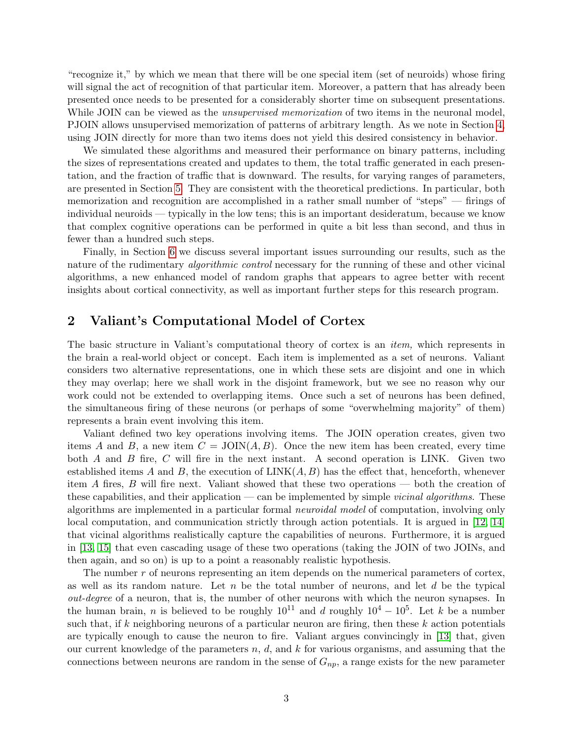"recognize it," by which we mean that there will be one special item (set of neuroids) whose firing will signal the act of recognition of that particular item. Moreover, a pattern that has already been presented once needs to be presented for a considerably shorter time on subsequent presentations. While JOIN can be viewed as the *unsupervised memorization* of two items in the neuronal model, PJOIN allows unsupervised memorization of patterns of arbitrary length. As we note in Section 4, using JOIN directly for more than two items does not yield this desired consistency in behavior.

We simulated these algorithms and measured their performance on binary patterns, including the sizes of representations created and updates to them, the total traffic generated in each presentation, and the fraction of traffic that is downward. The results, for varying ranges of parameters, are presented in Section 5. They are consistent with the theoretical predictions. In particular, both memorization and recognition are accomplished in a rather small number of "steps" — firings of individual neuroids — typically in the low tens; this is an important desideratum, because we know that complex cognitive operations can be performed in quite a bit less than second, and thus in fewer than a hundred such steps.

Finally, in Section 6 we discuss several important issues surrounding our results, such as the nature of the rudimentary *algorithmic control* necessary for the running of these and other vicinal algorithms, a new enhanced model of random graphs that appears to agree better with recent insights about cortical connectivity, as well as important further steps for this research program.

## 2 Valiant's Computational Model of Cortex

The basic structure in Valiant's computational theory of cortex is an *item,* which represents in the brain a real-world object or concept. Each item is implemented as a set of neurons. Valiant considers two alternative representations, one in which these sets are disjoint and one in which they may overlap; here we shall work in the disjoint framework, but we see no reason why our work could not be extended to overlapping items. Once such a set of neurons has been defined, the simultaneous firing of these neurons (or perhaps of some "overwhelming majority" of them) represents a brain event involving this item.

Valiant defined two key operations involving items. The JOIN operation creates, given two items $A$ and $B$, a new item $C = \text{JOIN}(A, B)$. Once the new item has been created, every time both $A$ and $B$ fire, $C$ will fire in the next instant. A second operation is LINK. Given two established items $A$ and $B$, the execution of $\text{LINK}(A, B)$ has the effect that, henceforth, whenever item $A$ fires, $B$ will fire next. Valiant showed that these two operations — both the creation of these capabilities, and their application — can be implemented by simple *vicinal algorithms*. These algorithms are implemented in a particular formal *neuroidal model* of computation, involving only local computation, and communication strictly through action potentials. It is argued in [12, 14] that vicinal algorithms realistically capture the capabilities of neurons. Furthermore, it is argued in [13, 15] that even cascading usage of these two operations (taking the JOIN of two JOINs, and then again, and so on) is up to a point a reasonably realistic hypothesis.

The number $r$ of neurons representing an item depends on the numerical parameters of cortex, as well as its random nature. Let $n$ be the total number of neurons, and let $d$ be the typical *out-degree* of a neuron, that is, the number of other neurons with which the neuron synapses. In the human brain, $n$ is believed to be roughly $10^{11}$ and $d$ roughly $10^4 - 10^5$. Let $k$ be a number such that, if $k$ neighboring neurons of a particular neuron are firing, then these $k$ action potentials are typically enough to cause the neuron to fire. Valiant argues convincingly in [13] that, given our current knowledge of the parameters $n$, $d$, and $k$ for various organisms, and assuming that the connections between neurons are random in the sense of $G_{np}$, a range exists for the new parameter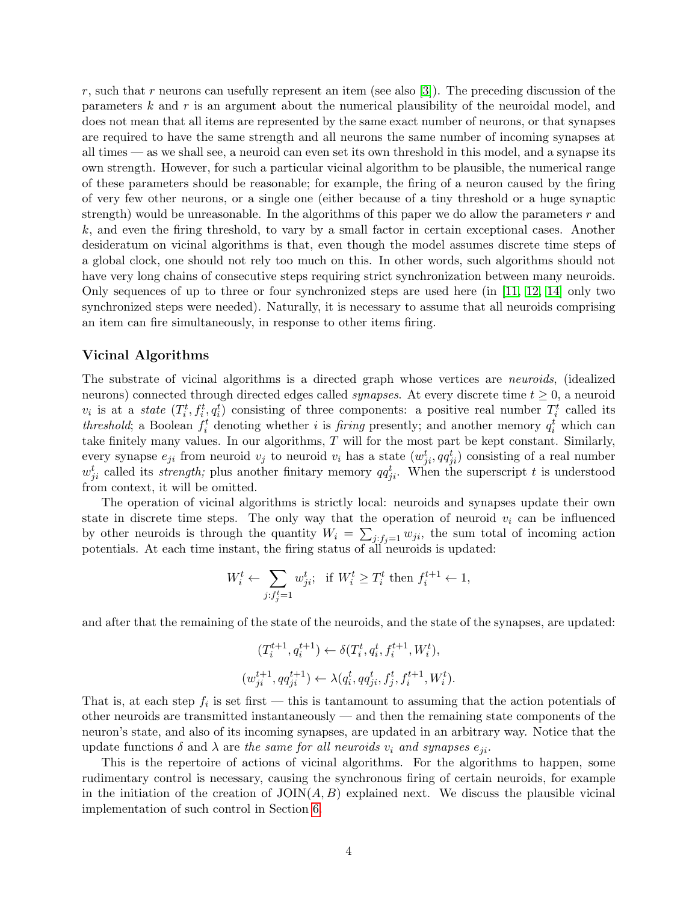$r$, such that $r$ neurons can usefully represent an item (see also [3]). The preceding discussion of the parameters $k$ and $r$ is an argument about the numerical plausibility of the neuroidal model, and does not mean that all items are represented by the same exact number of neurons, or that synapses are required to have the same strength and all neurons the same number of incoming synapses at all times — as we shall see, a neuroid can even set its own threshold in this model, and a synapse its own strength. However, for such a particular vicinal algorithm to be plausible, the numerical range of these parameters should be reasonable; for example, the firing of a neuron caused by the firing of very few other neurons, or a single one (either because of a tiny threshold or a huge synaptic strength) would be unreasonable. In the algorithms of this paper we do allow the parameters $r$ and $k$, and even the firing threshold, to vary by a small factor in certain exceptional cases. Another desideratum on vicinal algorithms is that, even though the model assumes discrete time steps of a global clock, one should not rely too much on this. In other words, such algorithms should not have very long chains of consecutive steps requiring strict synchronization between many neuroids. Only sequences of up to three or four synchronized steps are used here (in [11, 12, 14] only two synchronized steps were needed). Naturally, it is necessary to assume that all neuroids comprising an item can fire simultaneously, in response to other items firing.

### Vicinal Algorithms

The substrate of vicinal algorithms is a directed graph whose vertices are *neuroids*, (idealized neurons) connected through directed edges called *synapses*. At every discrete time $t \geq 0$, a neuroid $v_i$ is at a *state* $(T_i^t, f_i^t, q_i^t)$ consisting of three components: a positive real number $T_i^t$ called its *threshold*; a Boolean $f_i^t$ denoting whether $i$ is *firing* presently; and another memory $q_i^t$ which can take finitely many values. In our algorithms, $T$ will for the most part be kept constant. Similarly, every synapse $e_{ji}$ from neuroid $v_j$ to neuroid $v_i$ has a state $(w_{ji}^t, qq_{ji}^t)$ consisting of a real number $w_{ji}^t$ called its *strength;* plus another finitary memory $qq_{ji}^t$. When the superscript $t$ is understood from context, it will be omitted.

The operation of vicinal algorithms is strictly local: neuroids and synapses update their own state in discrete time steps. The only way that the operation of neuroid $v_i$ can be influenced by other neuroids is through the quantity $W_i = \sum_{j:f_j=1} w_{ji}$, the sum total of incoming action potentials. At each time instant, the firing status of all neuroids is updated:

$$W_i^t \leftarrow \sum_{j:f_j^t=1} w_{ji}^t; \text{ if } W_i^t \geq T_i^t \text{ then } f_i^{t+1} \leftarrow 1,$$

and after that the remaining of the state of the neuroids, and the state of the synapses, are updated:

$$(T_i^{t+1}, q_i^{t+1}) \leftarrow \delta(T_i^t, q_i^t, f_i^{t+1}, W_i^t),$$

$$(w_{ji}^{t+1}, qq_{ji}^{t+1}) \leftarrow \lambda(q_i^t, qq_{ji}^t, f_j^t, f_i^{t+1}, W_i^t).$$

That is, at each step $f_i$ is set first — this is tantamount to assuming that the action potentials of other neuroids are transmitted instantaneously — and then the remaining state components of the neuron's state, and also of its incoming synapses, are updated in an arbitrary way. Notice that the update functions $\delta$ and $\lambda$ are *the same for all neuroids $v_i$ and synapses $e_{ji}$*.

This is the repertoire of actions of vicinal algorithms. For the algorithms to happen, some rudimentary control is necessary, causing the synchronous firing of certain neuroids, for example in the initiation of the creation of JOIN$(A, B)$ explained next. We discuss the plausible vicinal implementation of such control in Section 6.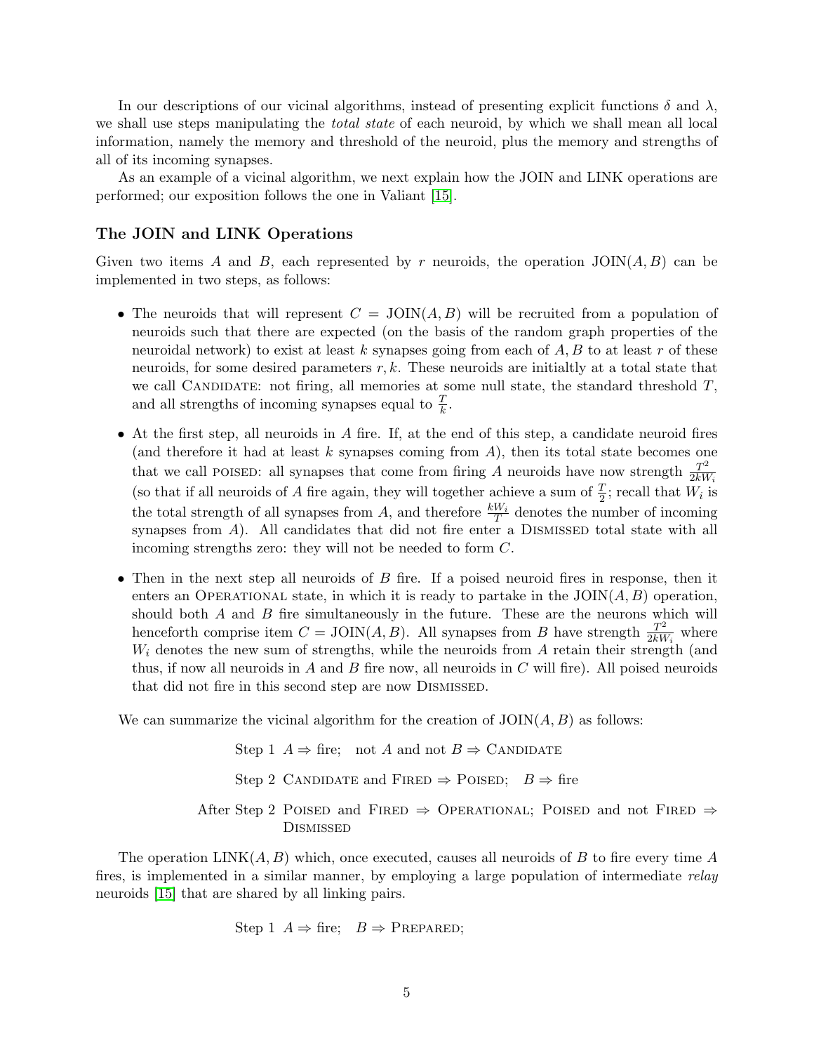In our descriptions of our vicinal algorithms, instead of presenting explicit functions $\delta$ and $\lambda$, we shall use steps manipulating the *total state* of each neuroid, by which we shall mean all local information, namely the memory and threshold of the neuroid, plus the memory and strengths of all of its incoming synapses.

As an example of a vicinal algorithm, we next explain how the JOIN and LINK operations are performed; our exposition follows the one in Valiant [15].

### The JOIN and LINK Operations

Given two items $A$ and $B$, each represented by $r$ neuroids, the operation JOIN$(A, B)$ can be implemented in two steps, as follows:

- The neuroids that will represent $C = \text{JOIN}(A, B)$ will be recruited from a population of neuroids such that there are expected (on the basis of the random graph properties of the neuroidal network) to exist at least $k$ synapses going from each of $A, B$ to at least $r$ of these neuroids, for some desired parameters $r, k$. These neuroids are initialtly at a total state that we call CANDIDATE: not firing, all memories at some null state, the standard threshold $T$, and all strengths of incoming synapses equal to $\frac{T}{k}$.
- At the first step, all neuroids in $A$ fire. If, at the end of this step, a candidate neuroid fires (and therefore it had at least $k$ synapses coming from $A$), then its total state becomes one that we call POISED: all synapses that come from firing $A$ neuroids have now strength $\frac{T^2}{2kW_i}$ (so that if all neuroids of $A$ fire again, they will together achieve a sum of $\frac{T}{2}$; recall that $W_i$ is the total strength of all synapses from $A$, and therefore $\frac{kW_i}{T}$ denotes the number of incoming synapses from $A$). All candidates that did not fire enter a DISMISSED total state with all incoming strengths zero: they will not be needed to form $C$.
- Then in the next step all neuroids of $B$ fire. If a poised neuroid fires in response, then it enters an OPERATIONAL state, in which it is ready to partake in the JOIN$(A, B)$ operation, should both $A$ and $B$ fire simultaneously in the future. These are the neurons which will henceforth comprise item $C = \text{JOIN}(A, B)$. All synapses from $B$ have strength $\frac{T^2}{2kW_i}$ where $W_i$ denotes the new sum of strengths, while the neuroids from $A$ retain their strength (and thus, if now all neuroids in $A$ and $B$ fire now, all neuroids in $C$ will fire). All poised neuroids that did not fire in this second step are now DISMISSED.

We can summarize the vicinal algorithm for the creation of JOIN$(A, B)$ as follows:

Step 1 $A \Rightarrow$ fire; not $A$ and not $B \Rightarrow$ CANDIDATE

Step 2 CANDIDATE and FIRED $\Rightarrow$ POISED; $B \Rightarrow$ fire

After Step 2 POISED and FIRED $\Rightarrow$ OPERATIONAL; POISED and not FIRED $\Rightarrow$ DISMISSED

The operation LINK$(A, B)$ which, once executed, causes all neuroids of $B$ to fire every time $A$ fires, is implemented in a similar manner, by employing a large population of intermediate *relay* neuroids [15] that are shared by all linking pairs.

Step 1 $A \Rightarrow$ fire; $B \Rightarrow$ PREPARED;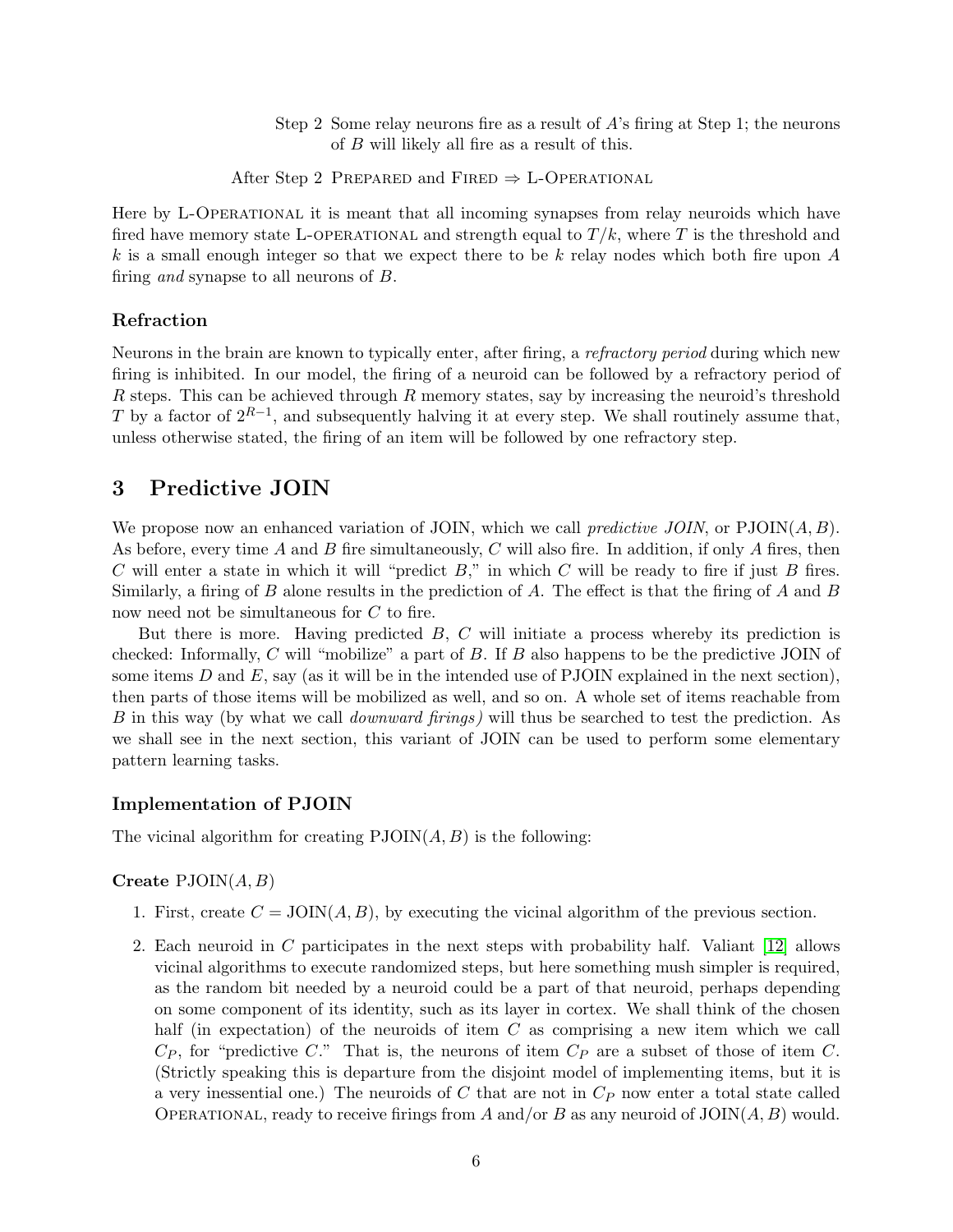Step 2 Some relay neurons fire as a result of $A$'s firing at Step 1; the neurons of $B$ will likely all fire as a result of this.

After Step 2 Prepared and Fired $\Rightarrow$ L-Operational

Here by L-Operational it is meant that all incoming synapses from relay neuroids which have fired have memory state L-operational and strength equal to $T/k$, where $T$ is the threshold and $k$ is a small enough integer so that we expect there to be $k$ relay nodes which both fire upon $A$ firing *and* synapse to all neurons of $B$.

### Refraction

Neurons in the brain are known to typically enter, after firing, a *refractory period* during which new firing is inhibited. In our model, the firing of a neuroid can be followed by a refractory period of $R$ steps. This can be achieved through $R$ memory states, say by increasing the neuroid's threshold $T$ by a factor of $2^{R-1}$, and subsequently halving it at every step. We shall routinely assume that, unless otherwise stated, the firing of an item will be followed by one refractory step.

## 3 Predictive JOIN

We propose now an enhanced variation of JOIN, which we call *predictive JOIN*, or PJOIN($A, B$). As before, every time $A$ and $B$ fire simultaneously, $C$ will also fire. In addition, if only $A$ fires, then $C$ will enter a state in which it will "predict $B$," in which $C$ will be ready to fire if just $B$ fires. Similarly, a firing of $B$ alone results in the prediction of $A$. The effect is that the firing of $A$ and $B$ now need not be simultaneous for $C$ to fire.

But there is more. Having predicted $B$, $C$ will initiate a process whereby its prediction is checked: Informally, $C$ will "mobilize" a part of $B$. If $B$ also happens to be the predictive JOIN of some items $D$ and $E$, say (as it will be in the intended use of PJOIN explained in the next section), then parts of those items will be mobilized as well, and so on. A whole set of items reachable from $B$ in this way (by what we call *downward firings)* will thus be searched to test the prediction. As we shall see in the next section, this variant of JOIN can be used to perform some elementary pattern learning tasks.

### Implementation of PJOIN

The vicinal algorithm for creating PJOIN($A, B$) is the following:

**Create** PJOIN($A, B$)

1. First, create $C =$ JOIN($A, B$), by executing the vicinal algorithm of the previous section.
2. Each neuroid in $C$ participates in the next steps with probability half. Valiant [12] allows vicinal algorithms to execute randomized steps, but here something mush simpler is required, as the random bit needed by a neuroid could be a part of that neuroid, perhaps depending on some component of its identity, such as its layer in cortex. We shall think of the chosen half (in expectation) of the neuroids of item $C$ as comprising a new item which we call $C_P$, for "predictive $C$." That is, the neurons of item $C_P$ are a subset of those of item $C$. (Strictly speaking this is departure from the disjoint model of implementing items, but it is a very inessential one.) The neuroids of $C$ that are not in $C_P$ now enter a total state called Operational, ready to receive firings from $A$ and/or $B$ as any neuroid of JOIN($A, B$) would.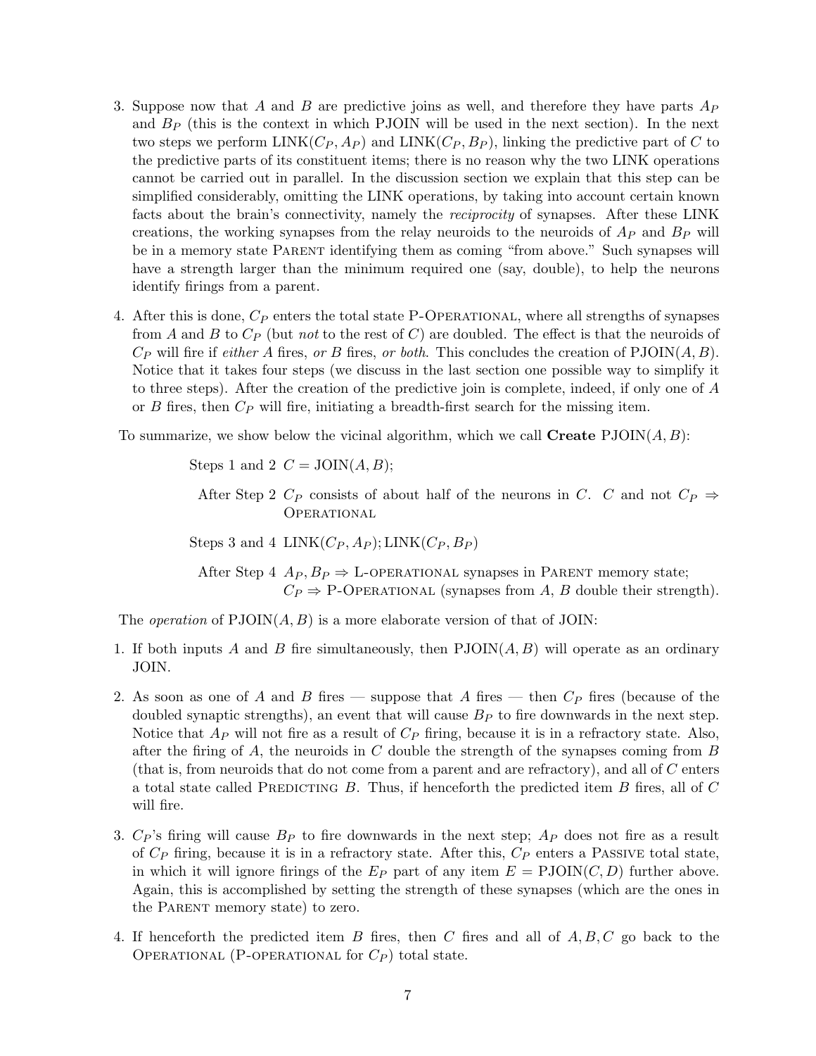3. Suppose now that $A$ and $B$ are predictive joins as well, and therefore they have parts $A_P$ and $B_P$ (this is the context in which PJOIN will be used in the next section). In the next two steps we perform LINK($C_P, A_P$) and LINK($C_P, B_P$), linking the predictive part of $C$ to the predictive parts of its constituent items; there is no reason why the two LINK operations cannot be carried out in parallel. In the discussion section we explain that this step can be simplified considerably, omitting the LINK operations, by taking into account certain known facts about the brain's connectivity, namely the *reciprocity* of synapses. After these LINK creations, the working synapses from the relay neuroids to the neuroids of $A_P$ and $B_P$ will be in a memory state Parent identifying them as coming "from above." Such synapses will have a strength larger than the minimum required one (say, double), to help the neurons identify firings from a parent.

4. After this is done, $C_P$ enters the total state P-Operational, where all strengths of synapses from $A$ and $B$ to $C_P$ (but *not* to the rest of $C$) are doubled. The effect is that the neuroids of $C_P$ will fire if *either* $A$ fires, *or* $B$ fires, *or both*. This concludes the creation of PJOIN($A, B$). Notice that it takes four steps (we discuss in the last section one possible way to simplify it to three steps). After the creation of the predictive join is complete, indeed, if only one of $A$ or $B$ fires, then $C_P$ will fire, initiating a breadth-first search for the missing item.

To summarize, we show below the vicinal algorithm, which we call **Create** PJOIN($A, B$):

Steps 1 and 2 $C = \text{JOIN}(A, B)$;

After Step 2 $C_P$ consists of about half of the neurons in $C$. $C$ and not $C_P \Rightarrow$ Operational

Steps 3 and 4 LINK($C_P, A_P$); LINK($C_P, B_P$)

After Step 4 $A_P, B_P \Rightarrow$ L-operational synapses in Parent memory state;
$C_P \Rightarrow$ P-Operational (synapses from $A$, $B$ double their strength).

The *operation* of PJOIN($A, B$) is a more elaborate version of that of JOIN:

1. If both inputs $A$ and $B$ fire simultaneously, then PJOIN($A, B$) will operate as an ordinary JOIN.

2. As soon as one of $A$ and $B$ fires — suppose that $A$ fires — then $C_P$ fires (because of the doubled synaptic strengths), an event that will cause $B_P$ to fire downwards in the next step. Notice that $A_P$ will not fire as a result of $C_P$ firing, because it is in a refractory state. Also, after the firing of $A$, the neuroids in $C$ double the strength of the synapses coming from $B$ (that is, from neuroids that do not come from a parent and are refractory), and all of $C$ enters a total state called Predicting $B$. Thus, if henceforth the predicted item $B$ fires, all of $C$ will fire.

3. $C_P$'s firing will cause $B_P$ to fire downwards in the next step; $A_P$ does not fire as a result of $C_P$ firing, because it is in a refractory state. After this, $C_P$ enters a Passive total state, in which it will ignore firings of the $E_P$ part of any item $E = \text{PJOIN}(C, D)$ further above. Again, this is accomplished by setting the strength of these synapses (which are the ones in the Parent memory state) to zero.

4. If henceforth the predicted item $B$ fires, then $C$ fires and all of $A, B, C$ go back to the Operational (P-operational for $C_P$) total state.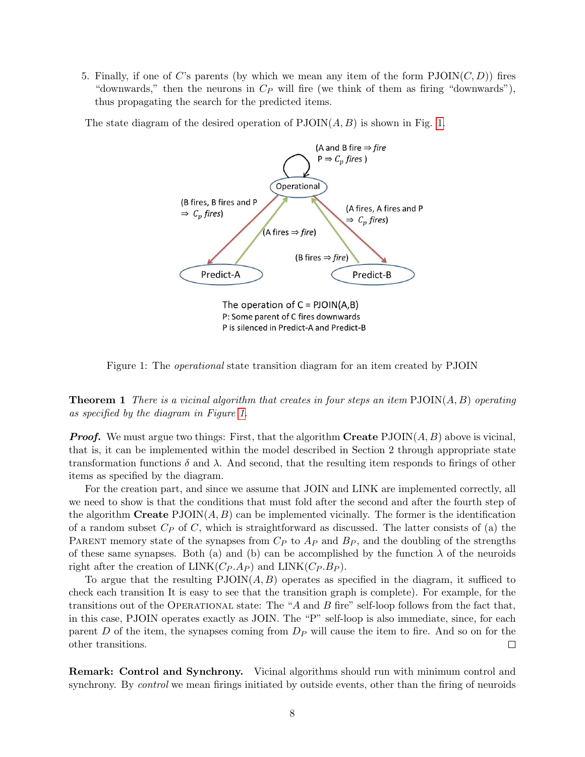5. Finally, if one of $C$'s parents (by which we mean any item of the form PJOIN$(C, D)$) fires "downwards," then the neurons in $C_P$ will fire (we think of them as firing "downwards"), thus propagating the search for the predicted items.

The state diagram of the desired operation of PJOIN$(A, B)$ is shown in Fig. 1.

(A and B fire ⇒ *fire*
P ⇒ $C_p$ *fires* )

Operational

(B fires, B fires and P ⇒ $C_p$ *fires*)

(A fires ⇒ *fire*)

(A fires, A fires and P ⇒ $C_p$ *fires*)

(B fires ⇒ *fire*)

Predict-A

Predict-B

The operation of C = PJOIN(A,B)
P: Some parent of C fires downwards
P is silenced in Predict-A and Predict-B

Figure 1: The *operational* state transition diagram for an item created by PJOIN

**Theorem 1** *There is a vicinal algorithm that creates in four steps an item* PJOIN$(A, B)$ *operating as specified by the diagram in Figure 1.*

***Proof.*** We must argue two things: First, that the algorithm **Create** PJOIN$(A, B)$ above is vicinal, that is, it can be implemented within the model described in Section 2 through appropriate state transformation functions $\delta$ and $\lambda$. And second, that the resulting item responds to firings of other items as specified by the diagram.

For the creation part, and since we assume that JOIN and LINK are implemented correctly, all we need to show is that the conditions that must fold after the second and after the fourth step of the algorithm **Create** PJOIN$(A, B)$ can be implemented vicinally. The former is the identification of a random subset $C_P$ of $C$, which is straightforward as discussed. The latter consists of (a) the PARENT memory state of the synapses from $C_P$ to $A_P$ and $B_P$, and the doubling of the strengths of these same synapses. Both (a) and (b) can be accomplished by the function $\lambda$ of the neuroids right after the creation of LINK$(C_P.A_P)$ and LINK$(C_P.B_P)$.

To argue that the resulting PJOIN$(A, B)$ operates as specified in the diagram, it sufficed to check each transition It is easy to see that the transition graph is complete). For example, for the transitions out of the OPERATIONAL state: The "$A$ and $B$ fire" self-loop follows from the fact that, in this case, PJOIN operates exactly as JOIN. The "P" self-loop is also immediate, since, for each parent $D$ of the item, the synapses coming from $D_P$ will cause the item to fire. And so on for the other transitions. □

**Remark: Control and Synchrony.** Vicinal algorithms should run with minimum control and synchrony. By *control* we mean firings initiated by outside events, other than the firing of neuroids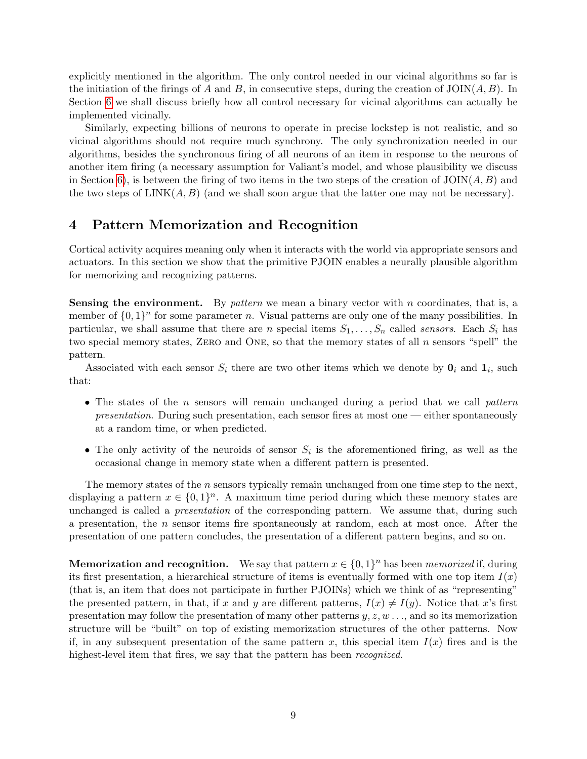explicitly mentioned in the algorithm. The only control needed in our vicinal algorithms so far is the initiation of the firings of $A$ and $B$, in consecutive steps, during the creation of $\text{JOIN}(A, B)$. In Section 6 we shall discuss briefly how all control necessary for vicinal algorithms can actually be implemented vicinally.

Similarly, expecting billions of neurons to operate in precise lockstep is not realistic, and so vicinal algorithms should not require much synchrony. The only synchronization needed in our algorithms, besides the synchronous firing of all neurons of an item in response to the neurons of another item firing (a necessary assumption for Valiant's model, and whose plausibility we discuss in Section 6), is between the firing of two items in the two steps of the creation of $\text{JOIN}(A, B)$ and the two steps of $\text{LINK}(A, B)$ (and we shall soon argue that the latter one may not be necessary).

## 4 Pattern Memorization and Recognition

Cortical activity acquires meaning only when it interacts with the world via appropriate sensors and actuators. In this section we show that the primitive PJOIN enables a neurally plausible algorithm for memorizing and recognizing patterns.

**Sensing the environment.** By *pattern* we mean a binary vector with $n$ coordinates, that is, a member of $\{0, 1\}^n$ for some parameter $n$. Visual patterns are only one of the many possibilities. In particular, we shall assume that there are $n$ special items $S_1, \ldots, S_n$ called *sensors*. Each $S_i$ has two special memory states, Zero and One, so that the memory states of all $n$ sensors "spell" the pattern.

Associated with each sensor $S_i$ there are two other items which we denote by $\mathbf{0}_i$ and $\mathbf{1}_i$, such that:

- The states of the $n$ sensors will remain unchanged during a period that we call *pattern presentation*. During such presentation, each sensor fires at most one — either spontaneously at a random time, or when predicted.
- The only activity of the neuroids of sensor $S_i$ is the aforementioned firing, as well as the occasional change in memory state when a different pattern is presented.

The memory states of the $n$ sensors typically remain unchanged from one time step to the next, displaying a pattern $x \in \{0, 1\}^n$. A maximum time period during which these memory states are unchanged is called a *presentation* of the corresponding pattern. We assume that, during such a presentation, the $n$ sensor items fire spontaneously at random, each at most once. After the presentation of one pattern concludes, the presentation of a different pattern begins, and so on.

**Memorization and recognition.** We say that pattern $x \in \{0, 1\}^n$ has been *memorized* if, during its first presentation, a hierarchical structure of items is eventually formed with one top item $I(x)$ (that is, an item that does not participate in further PJOINs) which we think of as "representing" the presented pattern, in that, if $x$ and $y$ are different patterns, $I(x) \neq I(y)$. Notice that $x$'s first presentation may follow the presentation of many other patterns $y, z, w \ldots$, and so its memorization structure will be "built" on top of existing memorization structures of the other patterns. Now if, in any subsequent presentation of the same pattern $x$, this special item $I(x)$ fires and is the highest-level item that fires, we say that the pattern has been *recognized*.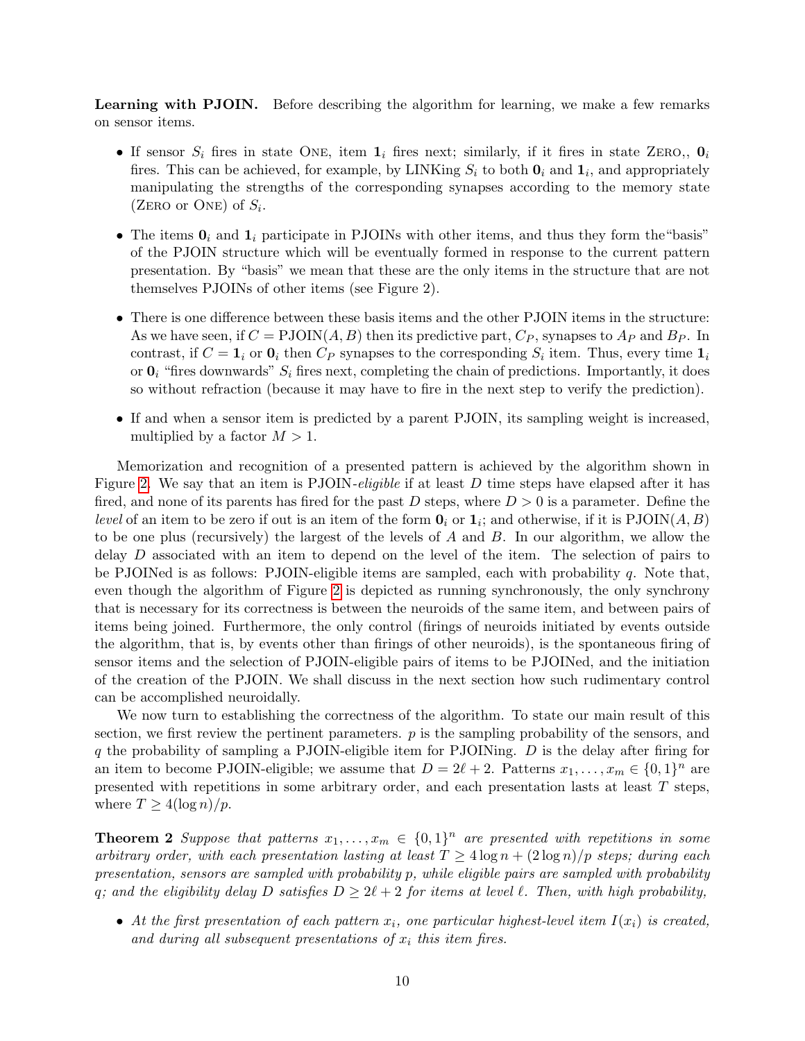**Learning with PJOIN.** Before describing the algorithm for learning, we make a few remarks on sensor items.

- If sensor $S_i$ fires in state One, item $\mathbf{1}_i$ fires next; similarly, if it fires in state Zero,, $\mathbf{0}_i$ fires. This can be achieved, for example, by LINKing $S_i$ to both $\mathbf{0}_i$ and $\mathbf{1}_i$, and appropriately manipulating the strengths of the corresponding synapses according to the memory state (Zero or One) of $S_i$.
- The items $\mathbf{0}_i$ and $\mathbf{1}_i$ participate in PJOINs with other items, and thus they form the"basis" of the PJOIN structure which will be eventually formed in response to the current pattern presentation. By "basis" we mean that these are the only items in the structure that are not themselves PJOINs of other items (see Figure 2).
- There is one difference between these basis items and the other PJOIN items in the structure: As we have seen, if $C = \text{PJOIN}(A, B)$ then its predictive part, $C_P$, synapses to $A_P$ and $B_P$. In contrast, if $C = \mathbf{1}_i$ or $\mathbf{0}_i$ then $C_P$ synapses to the corresponding $S_i$ item. Thus, every time $\mathbf{1}_i$ or $\mathbf{0}_i$ "fires downwards" $S_i$ fires next, completing the chain of predictions. Importantly, it does so without refraction (because it may have to fire in the next step to verify the prediction).
- If and when a sensor item is predicted by a parent PJOIN, its sampling weight is increased, multiplied by a factor $M > 1$.

Memorization and recognition of a presented pattern is achieved by the algorithm shown in Figure 2. We say that an item is PJOIN-*eligible* if at least $D$ time steps have elapsed after it has fired, and none of its parents has fired for the past $D$ steps, where $D > 0$ is a parameter. Define the *level* of an item to be zero if out is an item of the form $\mathbf{0}_i$ or $\mathbf{1}_i$; and otherwise, if it is $\text{PJOIN}(A, B)$ to be one plus (recursively) the largest of the levels of $A$ and $B$. In our algorithm, we allow the delay $D$ associated with an item to depend on the level of the item. The selection of pairs to be PJOINed is as follows: PJOIN-eligible items are sampled, each with probability $q$. Note that, even though the algorithm of Figure 2 is depicted as running synchronously, the only synchrony that is necessary for its correctness is between the neuroids of the same item, and between pairs of items being joined. Furthermore, the only control (firings of neuroids initiated by events outside the algorithm, that is, by events other than firings of other neuroids), is the spontaneous firing of sensor items and the selection of PJOIN-eligible pairs of items to be PJOINed, and the initiation of the creation of the PJOIN. We shall discuss in the next section how such rudimentary control can be accomplished neuroidally.

We now turn to establishing the correctness of the algorithm. To state our main result of this section, we first review the pertinent parameters. $p$ is the sampling probability of the sensors, and $q$ the probability of sampling a PJOIN-eligible item for PJOINing. $D$ is the delay after firing for an item to become PJOIN-eligible; we assume that $D = 2\ell + 2$. Patterns $x_1, \ldots, x_m \in \{0,1\}^n$ are presented with repetitions in some arbitrary order, and each presentation lasts at least $T$ steps, where $T \geq 4(\log n)/p$.

**Theorem 2** *Suppose that patterns $x_1, \ldots, x_m \in \{0,1\}^n$ are presented with repetitions in some arbitrary order, with each presentation lasting at least $T \geq 4\log n + (2\log n)/p$ steps; during each presentation, sensors are sampled with probability $p$, while eligible pairs are sampled with probability $q$; and the eligibility delay $D$ satisfies $D \geq 2\ell + 2$ for items at level $\ell$. Then, with high probability,*

- *At the first presentation of each pattern $x_i$, one particular highest-level item $I(x_i)$ is created, and during all subsequent presentations of $x_i$ this item fires.*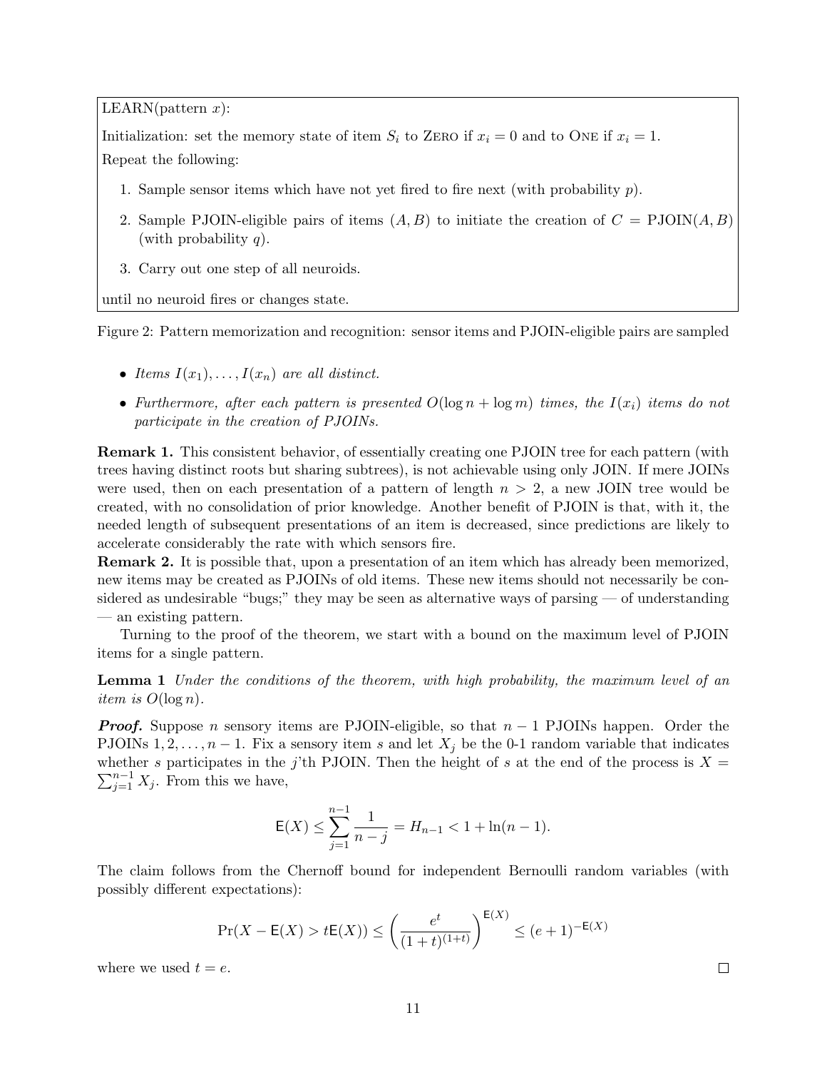LEARN(pattern $x$):

Initialization: set the memory state of item $S_i$ to ZERO if $x_i = 0$ and to ONE if $x_i = 1$.

Repeat the following:

1. Sample sensor items which have not yet fired to fire next (with probability $p$).
2. Sample PJOIN-eligible pairs of items $(A, B)$ to initiate the creation of $C = \text{PJOIN}(A, B)$ (with probability $q$).
3. Carry out one step of all neuroids.

until no neuroid fires or changes state.

Figure 2: Pattern memorization and recognition: sensor items and PJOIN-eligible pairs are sampled

- *Items $I(x_1), \ldots, I(x_n)$ are all distinct.*
- *Furthermore, after each pattern is presented $O(\log n + \log m)$ times, the $I(x_i)$ items do not participate in the creation of PJOINs.*

**Remark 1.** This consistent behavior, of essentially creating one PJOIN tree for each pattern (with trees having distinct roots but sharing subtrees), is not achievable using only JOIN. If mere JOINs were used, then on each presentation of a pattern of length $n > 2$, a new JOIN tree would be created, with no consolidation of prior knowledge. Another benefit of PJOIN is that, with it, the needed length of subsequent presentations of an item is decreased, since predictions are likely to accelerate considerably the rate with which sensors fire.

**Remark 2.** It is possible that, upon a presentation of an item which has already been memorized, new items may be created as PJOINs of old items. These new items should not necessarily be considered as undesirable "bugs;" they may be seen as alternative ways of parsing — of understanding — an existing pattern.

Turning to the proof of the theorem, we start with a bound on the maximum level of PJOIN items for a single pattern.

**Lemma 1** *Under the conditions of the theorem, with high probability, the maximum level of an item is $O(\log n)$.*

***Proof.*** Suppose $n$ sensory items are PJOIN-eligible, so that $n - 1$ PJOINs happen. Order the PJOINs $1, 2, \ldots, n - 1$. Fix a sensory item $s$ and let $X_j$ be the 0-1 random variable that indicates whether $s$ participates in the $j$'th PJOIN. Then the height of $s$ at the end of the process is $X = \sum_{j=1}^{n-1} X_j$. From this we have,

$$\mathsf{E}(X) \leq \sum_{j=1}^{n-1} \frac{1}{n-j} = H_{n-1} < 1 + \ln(n-1).$$

The claim follows from the Chernoff bound for independent Bernoulli random variables (with possibly different expectations):

$$\Pr(X - \mathsf{E}(X) > t\mathsf{E}(X)) \leq \left(\frac{e^t}{(1+t)^{(1+t)}}\right)^{\mathsf{E}(X)} \leq (e+1)^{-\mathsf{E}(X)}$$

where we used $t = e$. $\square$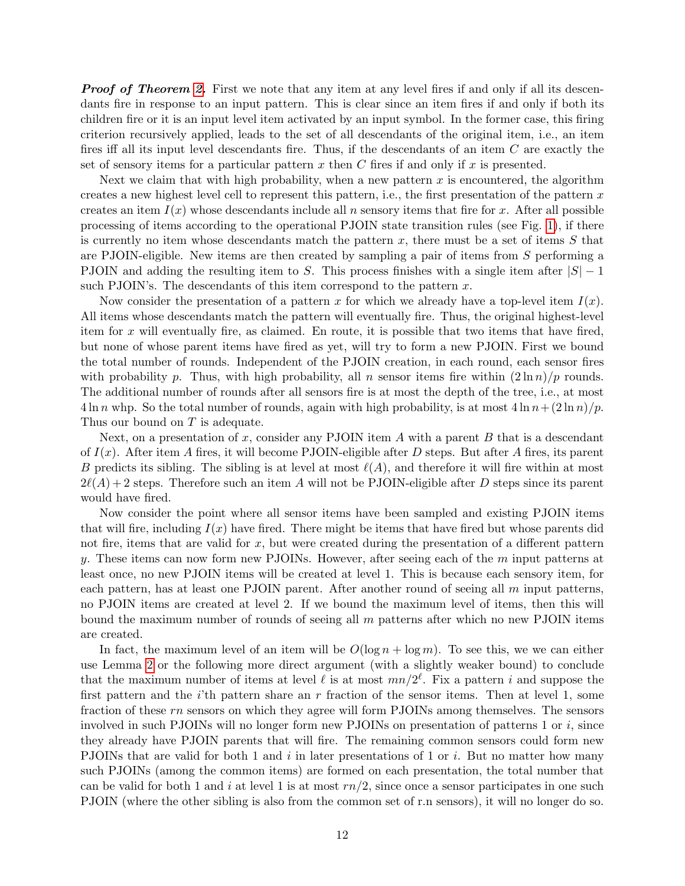***Proof of Theorem 2.*** First we note that any item at any level fires if and only if all its descendants fire in response to an input pattern. This is clear since an item fires if and only if both its children fire or it is an input level item activated by an input symbol. In the former case, this firing criterion recursively applied, leads to the set of all descendants of the original item, i.e., an item fires iff all its input level descendants fire. Thus, if the descendants of an item $C$ are exactly the set of sensory items for a particular pattern $x$ then $C$ fires if and only if $x$ is presented.

Next we claim that with high probability, when a new pattern $x$ is encountered, the algorithm creates a new highest level cell to represent this pattern, i.e., the first presentation of the pattern $x$ creates an item $I(x)$ whose descendants include all $n$ sensory items that fire for $x$. After all possible processing of items according to the operational PJOIN state transition rules (see Fig. 1), if there is currently no item whose descendants match the pattern $x$, there must be a set of items $S$ that are PJOIN-eligible. New items are then created by sampling a pair of items from $S$ performing a PJOIN and adding the resulting item to $S$. This process finishes with a single item after $|S| - 1$ such PJOIN's. The descendants of this item correspond to the pattern $x$.

Now consider the presentation of a pattern $x$ for which we already have a top-level item $I(x)$. All items whose descendants match the pattern will eventually fire. Thus, the original highest-level item for $x$ will eventually fire, as claimed. En route, it is possible that two items that have fired, but none of whose parent items have fired as yet, will try to form a new PJOIN. First we bound the total number of rounds. Independent of the PJOIN creation, in each round, each sensor fires with probability $p$. Thus, with high probability, all $n$ sensor items fire within $(2 \ln n)/p$ rounds. The additional number of rounds after all sensors fire is at most the depth of the tree, i.e., at most $4 \ln n$ whp. So the total number of rounds, again with high probability, is at most $4 \ln n + (2 \ln n)/p$. Thus our bound on $T$ is adequate.

Next, on a presentation of $x$, consider any PJOIN item $A$ with a parent $B$ that is a descendant of $I(x)$. After item $A$ fires, it will become PJOIN-eligible after $D$ steps. But after $A$ fires, its parent $B$ predicts its sibling. The sibling is at level at most $\ell(A)$, and therefore it will fire within at most $2\ell(A) + 2$ steps. Therefore such an item $A$ will not be PJOIN-eligible after $D$ steps since its parent would have fired.

Now consider the point where all sensor items have been sampled and existing PJOIN items that will fire, including $I(x)$ have fired. There might be items that have fired but whose parents did not fire, items that are valid for $x$, but were created during the presentation of a different pattern $y$. These items can now form new PJOINs. However, after seeing each of the $m$ input patterns at least once, no new PJOIN items will be created at level 1. This is because each sensory item, for each pattern, has at least one PJOIN parent. After another round of seeing all $m$ input patterns, no PJOIN items are created at level 2. If we bound the maximum level of items, then this will bound the maximum number of rounds of seeing all $m$ patterns after which no new PJOIN items are created.

In fact, the maximum level of an item will be $O(\log n + \log m)$. To see this, we we can either use Lemma 2 or the following more direct argument (with a slightly weaker bound) to conclude that the maximum number of items at level $\ell$ is at most $mn/2^\ell$. Fix a pattern $i$ and suppose the first pattern and the $i$'th pattern share an $r$ fraction of the sensor items. Then at level 1, some fraction of these $rn$ sensors on which they agree will form PJOINs among themselves. The sensors involved in such PJOINs will no longer form new PJOINs on presentation of patterns 1 or $i$, since they already have PJOIN parents that will fire. The remaining common sensors could form new PJOINs that are valid for both 1 and $i$ in later presentations of 1 or $i$. But no matter how many such PJOINs (among the common items) are formed on each presentation, the total number that can be valid for both 1 and $i$ at level 1 is at most $rn/2$, since once a sensor participates in one such PJOIN (where the other sibling is also from the common set of r.n sensors), it will no longer do so.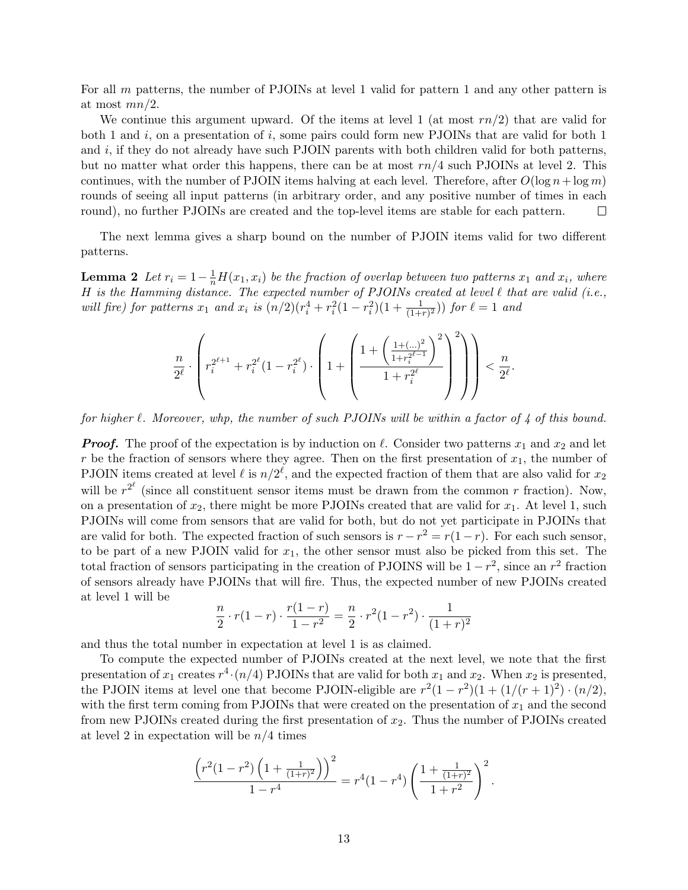For all $m$ patterns, the number of PJOINs at level 1 valid for pattern 1 and any other pattern is at most $mn/2$.

We continue this argument upward. Of the items at level 1 (at most $rn/2$) that are valid for both 1 and $i$, on a presentation of $i$, some pairs could form new PJOINs that are valid for both 1 and $i$, if they do not already have such PJOIN parents with both children valid for both patterns, but no matter what order this happens, there can be at most $rn/4$ such PJOINs at level 2. This continues, with the number of PJOIN items halving at each level. Therefore, after $O(\log n + \log m)$ rounds of seeing all input patterns (in arbitrary order, and any positive number of times in each round), no further PJOINs are created and the top-level items are stable for each pattern. □

The next lemma gives a sharp bound on the number of PJOIN items valid for two different patterns.

**Lemma 2** *Let $r_i = 1 - \frac{1}{n}H(x_1, x_i)$ be the fraction of overlap between two patterns $x_1$ and $x_i$, where $H$ is the Hamming distance. The expected number of PJOINs created at level $\ell$ that are valid (i.e., will fire) for patterns $x_1$ and $x_i$ is $(n/2)(r_i^4 + r_i^2(1-r_i^2)(1+\frac{1}{(1+r)^2}))$ for $\ell = 1$ and*

$$\frac{n}{2^\ell} \cdot \left( r_i^{2^{\ell+1}} + r_i^{2^\ell}(1 - r_i^{2^\ell}) \cdot \left( 1 + \left( \frac{1 + \left( \frac{1+(\ldots)^2}{1+r_i^{2^{\ell-1}}} \right)^2}{1 + r_i^{2^\ell}} \right)^2 \right) \right) < \frac{n}{2^\ell}.$$

*for higher $\ell$. Moreover, whp, the number of such PJOINs will be within a factor of 4 of this bound.*

***Proof.*** The proof of the expectation is by induction on $\ell$. Consider two patterns $x_1$ and $x_2$ and let $r$ be the fraction of sensors where they agree. Then on the first presentation of $x_1$, the number of PJOIN items created at level $\ell$ is $n/2^\ell$, and the expected fraction of them that are also valid for $x_2$ will be $r^{2^\ell}$ (since all constituent sensor items must be drawn from the common $r$ fraction). Now, on a presentation of $x_2$, there might be more PJOINs created that are valid for $x_1$. At level 1, such PJOINs will come from sensors that are valid for both, but do not yet participate in PJOINs that are valid for both. The expected fraction of such sensors is $r - r^2 = r(1-r)$. For each such sensor, to be part of a new PJOIN valid for $x_1$, the other sensor must also be picked from this set. The total fraction of sensors participating in the creation of PJOINS will be $1 - r^2$, since an $r^2$ fraction of sensors already have PJOINs that will fire. Thus, the expected number of new PJOINs created at level 1 will be

$$\frac{n}{2} \cdot r(1-r) \cdot \frac{r(1-r)}{1-r^2} = \frac{n}{2} \cdot r^2(1-r^2) \cdot \frac{1}{(1+r)^2}$$

and thus the total number in expectation at level 1 is as claimed.

To compute the expected number of PJOINs created at the next level, we note that the first presentation of $x_1$ creates $r^4 \cdot (n/4)$ PJOINs that are valid for both $x_1$ and $x_2$. When $x_2$ is presented, the PJOIN items at level one that become PJOIN-eligible are $r^2(1-r^2)(1 + (1/(r+1)^2) \cdot (n/2)$, with the first term coming from PJOINs that were created on the presentation of $x_1$ and the second from new PJOINs created during the first presentation of $x_2$. Thus the number of PJOINs created at level 2 in expectation will be $n/4$ times

$$\frac{\left(r^2(1-r^2)\left(1 + \frac{1}{(1+r)^2}\right)\right)^2}{1 - r^4} = r^4(1-r^4)\left(\frac{1 + \frac{1}{(1+r)^2}}{1+r^2}\right)^2.$$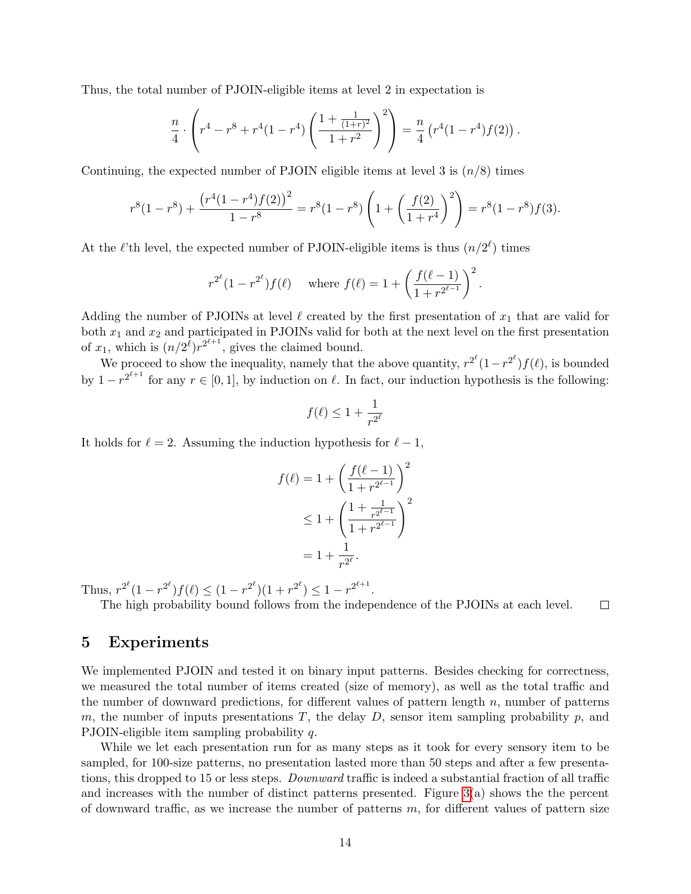Thus, the total number of PJOIN-eligible items at level 2 in expectation is

$$\frac{n}{4} \cdot \left( r^4 - r^8 + r^4(1-r^4) \left( \frac{1 + \frac{1}{(1+r)^2}}{1+r^2} \right)^2 \right) = \frac{n}{4} \left( r^4(1-r^4) f(2) \right).$$

Continuing, the expected number of PJOIN eligible items at level 3 is $(n/8)$ times

$$r^8(1-r^8) + \frac{\left(r^4(1-r^4)f(2)\right)^2}{1-r^8} = r^8(1-r^8)\left(1 + \left(\frac{f(2)}{1+r^4}\right)^2\right) = r^8(1-r^8)f(3).$$

At the $\ell$'th level, the expected number of PJOIN-eligible items is thus $(n/2^\ell)$ times

$$r^{2^\ell}(1-r^{2^\ell})f(\ell) \quad \text{where } f(\ell) = 1 + \left(\frac{f(\ell-1)}{1+r^{2^{\ell-1}}}\right)^2.$$

Adding the number of PJOINs at level $\ell$ created by the first presentation of $x_1$ that are valid for both $x_1$ and $x_2$ and participated in PJOINs valid for both at the next level on the first presentation of $x_1$, which is $(n/2^\ell)r^{2^{\ell+1}}$, gives the claimed bound.

We proceed to show the inequality, namely that the above quantity, $r^{2^\ell}(1-r^{2^\ell})f(\ell)$, is bounded by $1 - r^{2^{\ell+1}}$ for any $r \in [0,1]$, by induction on $\ell$. In fact, our induction hypothesis is the following:

$$f(\ell) \le 1 + \frac{1}{r^{2^\ell}}$$

It holds for $\ell = 2$. Assuming the induction hypothesis for $\ell - 1$,

$$\begin{aligned}
f(\ell) &= 1 + \left(\frac{f(\ell-1)}{1+r^{2^{\ell-1}}}\right)^2 \\
&\le 1 + \left(\frac{1 + \frac{1}{r^{2^{\ell-1}}}}{1+r^{2^{\ell-1}}}\right)^2 \\
&= 1 + \frac{1}{r^{2^\ell}}.
\end{aligned}$$

Thus, $r^{2^\ell}(1-r^{2^\ell})f(\ell) \le (1-r^{2^\ell})(1+r^{2^\ell}) \le 1 - r^{2^{\ell+1}}$.

The high probability bound follows from the independence of the PJOINs at each level. □

## 5 Experiments

We implemented PJOIN and tested it on binary input patterns. Besides checking for correctness, we measured the total number of items created (size of memory), as well as the total traffic and the number of downward predictions, for different values of pattern length $n$, number of patterns $m$, the number of inputs presentations $T$, the delay $D$, sensor item sampling probability $p$, and PJOIN-eligible item sampling probability $q$.

While we let each presentation run for as many steps as it took for every sensory item to be sampled, for 100-size patterns, no presentation lasted more than 50 steps and after a few presentations, this dropped to 15 or less steps. *Downward* traffic is indeed a substantial fraction of all traffic and increases with the number of distinct patterns presented. Figure 3(a) shows the the percent of downward traffic, as we increase the number of patterns $m$, for different values of pattern size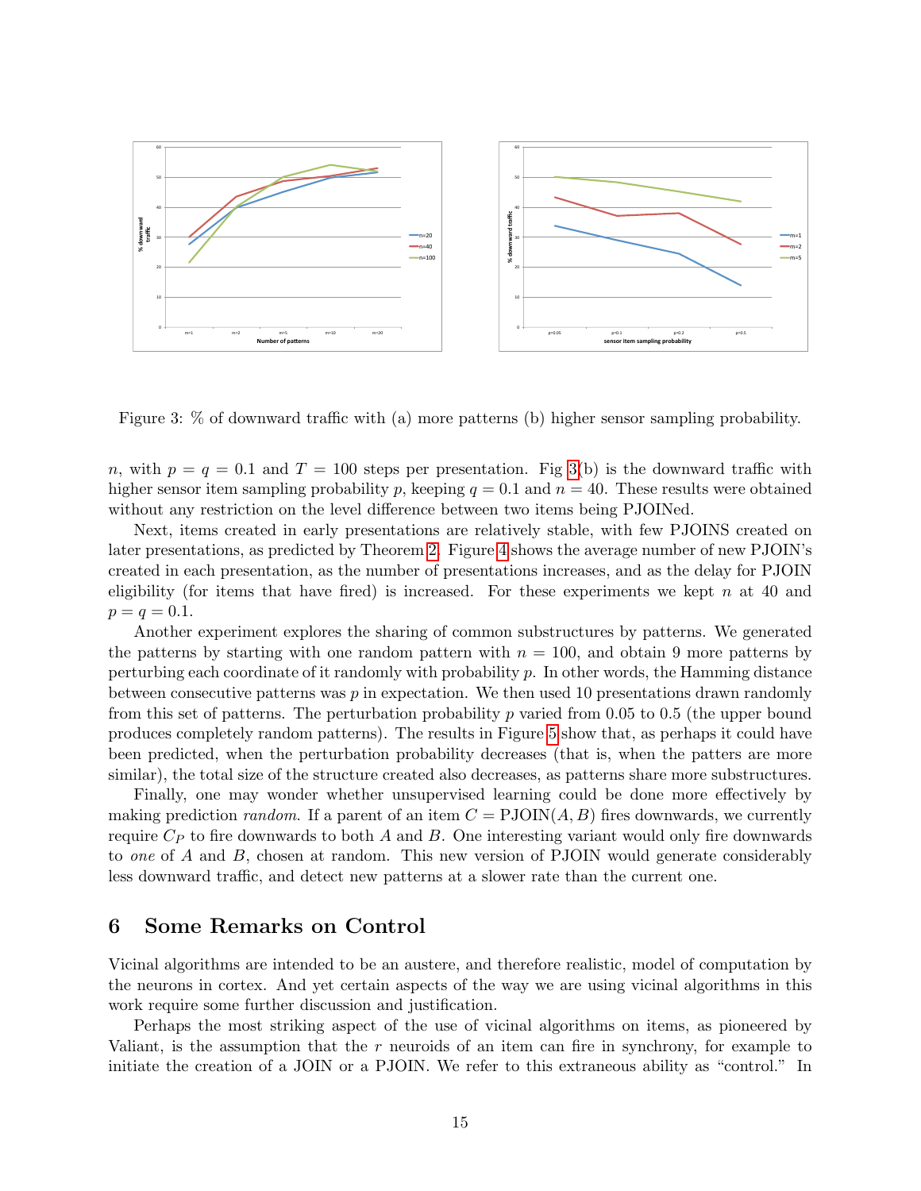Figure 3: % of downward traffic with (a) more patterns (b) higher sensor sampling probability.

$n$, with $p = q = 0.1$ and $T = 100$ steps per presentation. Fig 3(b) is the downward traffic with higher sensor item sampling probability $p$, keeping $q = 0.1$ and $n = 40$. These results were obtained without any restriction on the level difference between two items being PJOINed.

Next, items created in early presentations are relatively stable, with few PJOINS created on later presentations, as predicted by Theorem 2. Figure 4 shows the average number of new PJOIN's created in each presentation, as the number of presentations increases, and as the delay for PJOIN eligibility (for items that have fired) is increased. For these experiments we kept $n$ at 40 and $p = q = 0.1$.

Another experiment explores the sharing of common substructures by patterns. We generated the patterns by starting with one random pattern with $n = 100$, and obtain 9 more patterns by perturbing each coordinate of it randomly with probability $p$. In other words, the Hamming distance between consecutive patterns was $p$ in expectation. We then used 10 presentations drawn randomly from this set of patterns. The perturbation probability $p$ varied from 0.05 to 0.5 (the upper bound produces completely random patterns). The results in Figure 5 show that, as perhaps it could have been predicted, when the perturbation probability decreases (that is, when the patters are more similar), the total size of the structure created also decreases, as patterns share more substructures.

Finally, one may wonder whether unsupervised learning could be done more effectively by making prediction *random*. If a parent of an item $C = \text{PJOIN}(A, B)$ fires downwards, we currently require $C_P$ to fire downwards to both $A$ and $B$. One interesting variant would only fire downwards to *one* of $A$ and $B$, chosen at random. This new version of PJOIN would generate considerably less downward traffic, and detect new patterns at a slower rate than the current one.

## 6 Some Remarks on Control

Vicinal algorithms are intended to be an austere, and therefore realistic, model of computation by the neurons in cortex. And yet certain aspects of the way we are using vicinal algorithms in this work require some further discussion and justification.

Perhaps the most striking aspect of the use of vicinal algorithms on items, as pioneered by Valiant, is the assumption that the $r$ neuroids of an item can fire in synchrony, for example to initiate the creation of a JOIN or a PJOIN. We refer to this extraneous ability as "control." In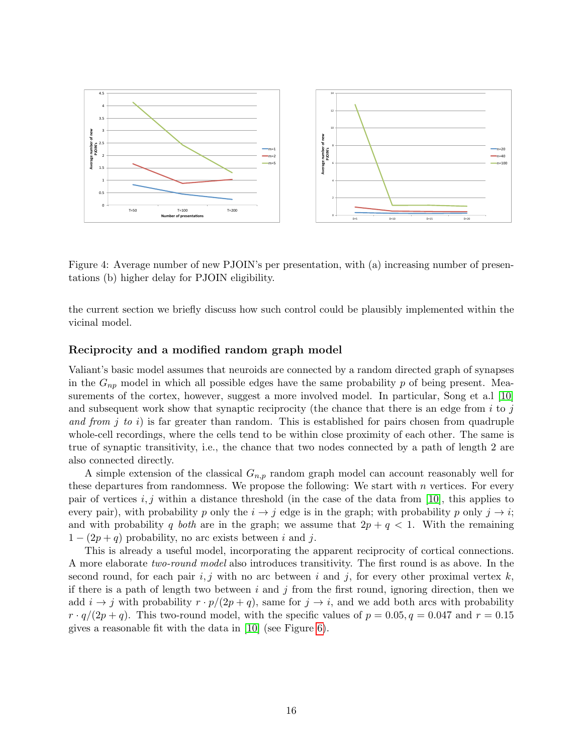Figure 4: Average number of new PJOIN's per presentation, with (a) increasing number of presentations (b) higher delay for PJOIN eligibility.

the current section we briefly discuss how such control could be plausibly implemented within the vicinal model.

### Reciprocity and a modified random graph model

Valiant's basic model assumes that neuroids are connected by a random directed graph of synapses in the $G_{np}$ model in which all possible edges have the same probability $p$ of being present. Measurements of the cortex, however, suggest a more involved model. In particular, Song et a.l [10] and subsequent work show that synaptic reciprocity (the chance that there is an edge from $i$ to $j$ *and from* $j$ *to* $i$) is far greater than random. This is established for pairs chosen from quadruple whole-cell recordings, where the cells tend to be within close proximity of each other. The same is true of synaptic transitivity, i.e., the chance that two nodes connected by a path of length 2 are also connected directly.

A simple extension of the classical $G_{n,p}$ random graph model can account reasonably well for these departures from randomness. We propose the following: We start with $n$ vertices. For every pair of vertices $i, j$ within a distance threshold (in the case of the data from [10], this applies to every pair), with probability $p$ only the $i \to j$ edge is in the graph; with probability $p$ only $j \to i$; and with probability $q$ *both* are in the graph; we assume that $2p + q < 1$. With the remaining $1 - (2p + q)$ probability, no arc exists between $i$ and $j$.

This is already a useful model, incorporating the apparent reciprocity of cortical connections. A more elaborate *two-round model* also introduces transitivity. The first round is as above. In the second round, for each pair $i, j$ with no arc between $i$ and $j$, for every other proximal vertex $k$, if there is a path of length two between $i$ and $j$ from the first round, ignoring direction, then we add $i \to j$ with probability $r \cdot p/(2p + q)$, same for $j \to i$, and we add both arcs with probability $r \cdot q/(2p + q)$. This two-round model, with the specific values of $p = 0.05, q = 0.047$ and $r = 0.15$ gives a reasonable fit with the data in [10] (see Figure 6).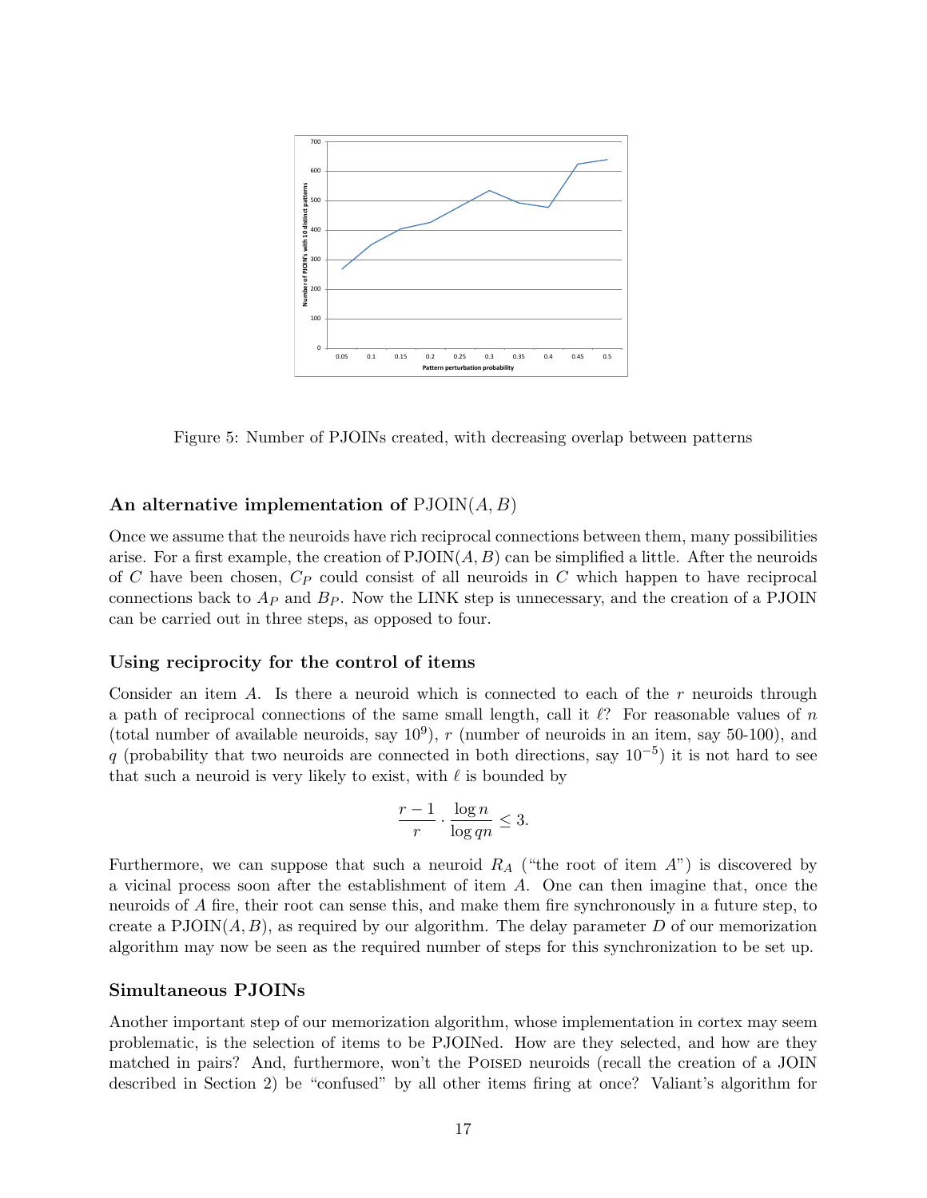Figure 5: Number of PJOINs created, with decreasing overlap between patterns

### An alternative implementation of PJOIN$(A, B)$

Once we assume that the neuroids have rich reciprocal connections between them, many possibilities arise. For a first example, the creation of PJOIN$(A, B)$ can be simplified a little. After the neuroids of $C$ have been chosen, $C_P$ could consist of all neuroids in $C$ which happen to have reciprocal connections back to $A_P$ and $B_P$. Now the LINK step is unnecessary, and the creation of a PJOIN can be carried out in three steps, as opposed to four.

### Using reciprocity for the control of items

Consider an item $A$. Is there a neuroid which is connected to each of the $r$ neuroids through a path of reciprocal connections of the same small length, call it $\ell$? For reasonable values of $n$ (total number of available neuroids, say $10^9$), $r$ (number of neuroids in an item, say 50-100), and $q$ (probability that two neuroids are connected in both directions, say $10^{-5}$) it is not hard to see that such a neuroid is very likely to exist, with $\ell$ is bounded by

$$\frac{r-1}{r} \cdot \frac{\log n}{\log qn} \leq 3.$$

Furthermore, we can suppose that such a neuroid $R_A$ ("the root of item $A$") is discovered by a vicinal process soon after the establishment of item $A$. One can then imagine that, once the neuroids of $A$ fire, their root can sense this, and make them fire synchronously in a future step, to create a PJOIN$(A, B)$, as required by our algorithm. The delay parameter $D$ of our memorization algorithm may now be seen as the required number of steps for this synchronization to be set up.

### Simultaneous PJOINs

Another important step of our memorization algorithm, whose implementation in cortex may seem problematic, is the selection of items to be PJOINed. How are they selected, and how are they matched in pairs? And, furthermore, won't the POISED neuroids (recall the creation of a JOIN described in Section 2) be "confused" by all other items firing at once? Valiant's algorithm for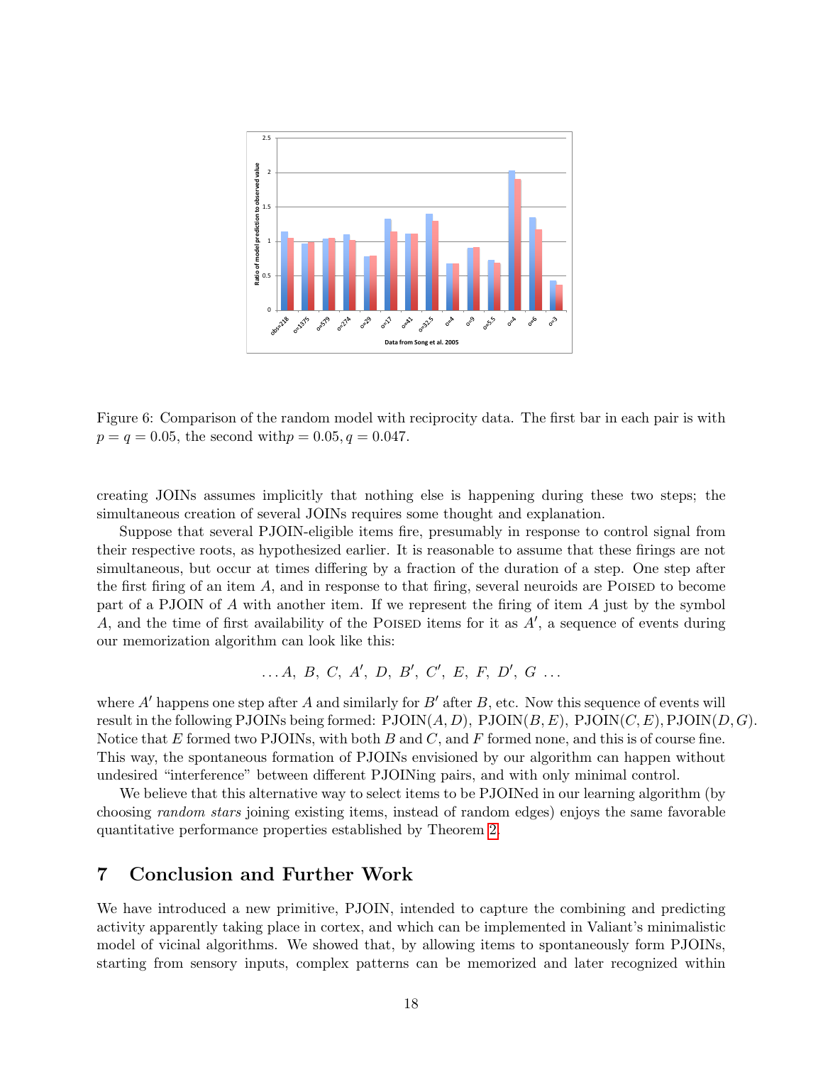Figure 6: Comparison of the random model with reciprocity data. The first bar in each pair is with $p = q = 0.05$, the second with$p = 0.05, q = 0.047$.

creating JOINs assumes implicitly that nothing else is happening during these two steps; the simultaneous creation of several JOINs requires some thought and explanation.

Suppose that several PJOIN-eligible items fire, presumably in response to control signal from their respective roots, as hypothesized earlier. It is reasonable to assume that these firings are not simultaneous, but occur at times differing by a fraction of the duration of a step. One step after the first firing of an item $A$, and in response to that firing, several neuroids are POISED to become part of a PJOIN of $A$ with another item. If we represent the firing of item $A$ just by the symbol $A$, and the time of first availability of the POISED items for it as $A'$, a sequence of events during our memorization algorithm can look like this:

$$\ldots A,\ B,\ C,\ A',\ D,\ B',\ C',\ E,\ F,\ D',\ G\ \ldots$$

where $A'$ happens one step after $A$ and similarly for $B'$ after $B$, etc. Now this sequence of events will result in the following PJOINs being formed: PJOIN$(A, D)$, PJOIN$(B, E)$, PJOIN$(C, E)$, PJOIN$(D, G)$. Notice that $E$ formed two PJOINs, with both $B$ and $C$, and $F$ formed none, and this is of course fine. This way, the spontaneous formation of PJOINs envisioned by our algorithm can happen without undesired "interference" between different PJOINing pairs, and with only minimal control.

We believe that this alternative way to select items to be PJOINed in our learning algorithm (by choosing *random stars* joining existing items, instead of random edges) enjoys the same favorable quantitative performance properties established by Theorem 2.

# 7 Conclusion and Further Work

We have introduced a new primitive, PJOIN, intended to capture the combining and predicting activity apparently taking place in cortex, and which can be implemented in Valiant's minimalistic model of vicinal algorithms. We showed that, by allowing items to spontaneously form PJOINs, starting from sensory inputs, complex patterns can be memorized and later recognized within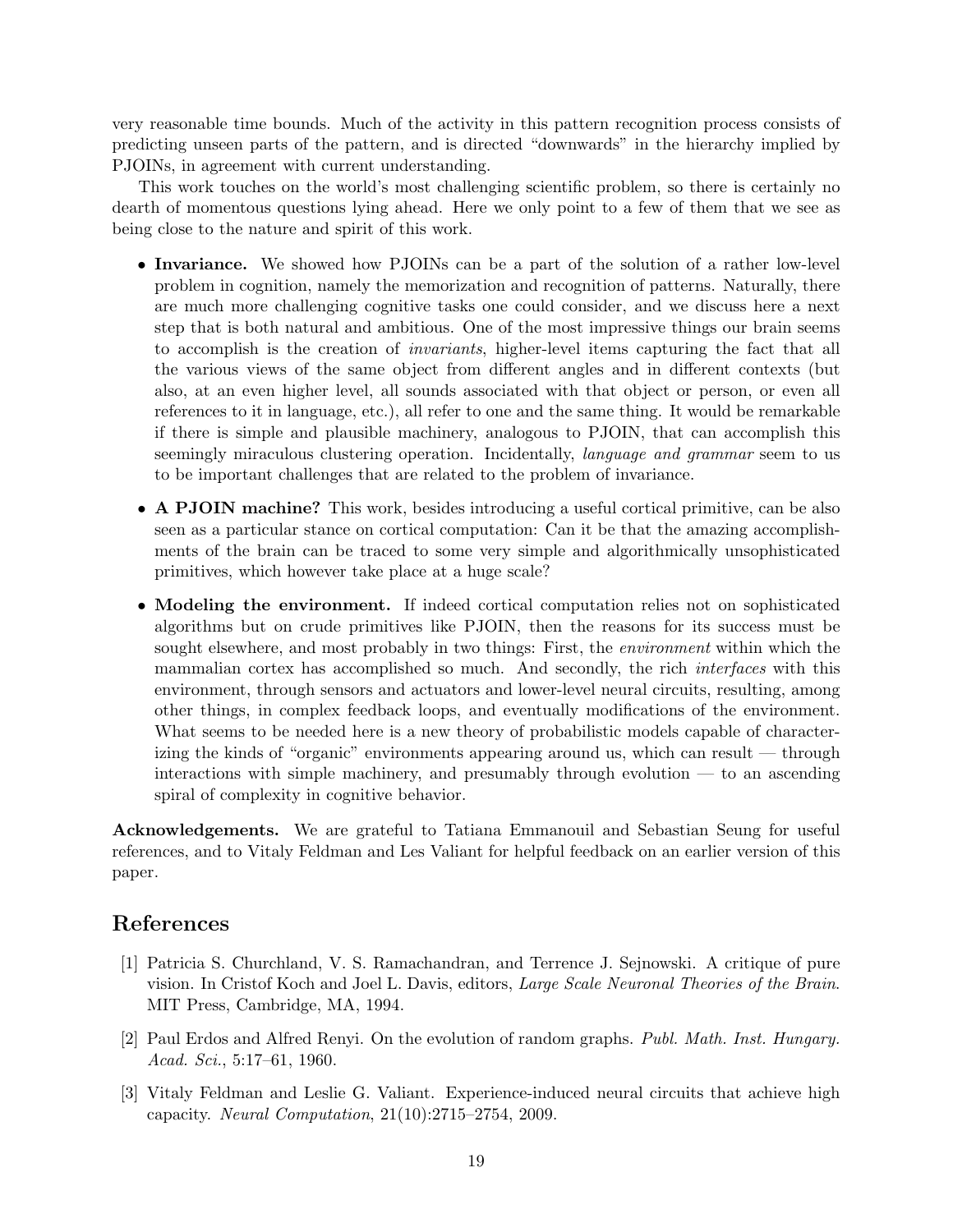very reasonable time bounds. Much of the activity in this pattern recognition process consists of predicting unseen parts of the pattern, and is directed "downwards" in the hierarchy implied by PJOINs, in agreement with current understanding.

This work touches on the world's most challenging scientific problem, so there is certainly no dearth of momentous questions lying ahead. Here we only point to a few of them that we see as being close to the nature and spirit of this work.

- **Invariance.** We showed how PJOINs can be a part of the solution of a rather low-level problem in cognition, namely the memorization and recognition of patterns. Naturally, there are much more challenging cognitive tasks one could consider, and we discuss here a next step that is both natural and ambitious. One of the most impressive things our brain seems to accomplish is the creation of *invariants*, higher-level items capturing the fact that all the various views of the same object from different angles and in different contexts (but also, at an even higher level, all sounds associated with that object or person, or even all references to it in language, etc.), all refer to one and the same thing. It would be remarkable if there is simple and plausible machinery, analogous to PJOIN, that can accomplish this seemingly miraculous clustering operation. Incidentally, *language and grammar* seem to us to be important challenges that are related to the problem of invariance.
- **A PJOIN machine?** This work, besides introducing a useful cortical primitive, can be also seen as a particular stance on cortical computation: Can it be that the amazing accomplishments of the brain can be traced to some very simple and algorithmically unsophisticated primitives, which however take place at a huge scale?
- **Modeling the environment.** If indeed cortical computation relies not on sophisticated algorithms but on crude primitives like PJOIN, then the reasons for its success must be sought elsewhere, and most probably in two things: First, the *environment* within which the mammalian cortex has accomplished so much. And secondly, the rich *interfaces* with this environment, through sensors and actuators and lower-level neural circuits, resulting, among other things, in complex feedback loops, and eventually modifications of the environment. What seems to be needed here is a new theory of probabilistic models capable of characterizing the kinds of "organic" environments appearing around us, which can result — through interactions with simple machinery, and presumably through evolution — to an ascending spiral of complexity in cognitive behavior.

**Acknowledgements.** We are grateful to Tatiana Emmanouil and Sebastian Seung for useful references, and to Vitaly Feldman and Les Valiant for helpful feedback on an earlier version of this paper.

## References

[1] Patricia S. Churchland, V. S. Ramachandran, and Terrence J. Sejnowski. A critique of pure vision. In Cristof Koch and Joel L. Davis, editors, *Large Scale Neuronal Theories of the Brain*. MIT Press, Cambridge, MA, 1994.

[2] Paul Erdos and Alfred Renyi. On the evolution of random graphs. *Publ. Math. Inst. Hungary. Acad. Sci.*, 5:17–61, 1960.

[3] Vitaly Feldman and Leslie G. Valiant. Experience-induced neural circuits that achieve high capacity. *Neural Computation*, 21(10):2715–2754, 2009.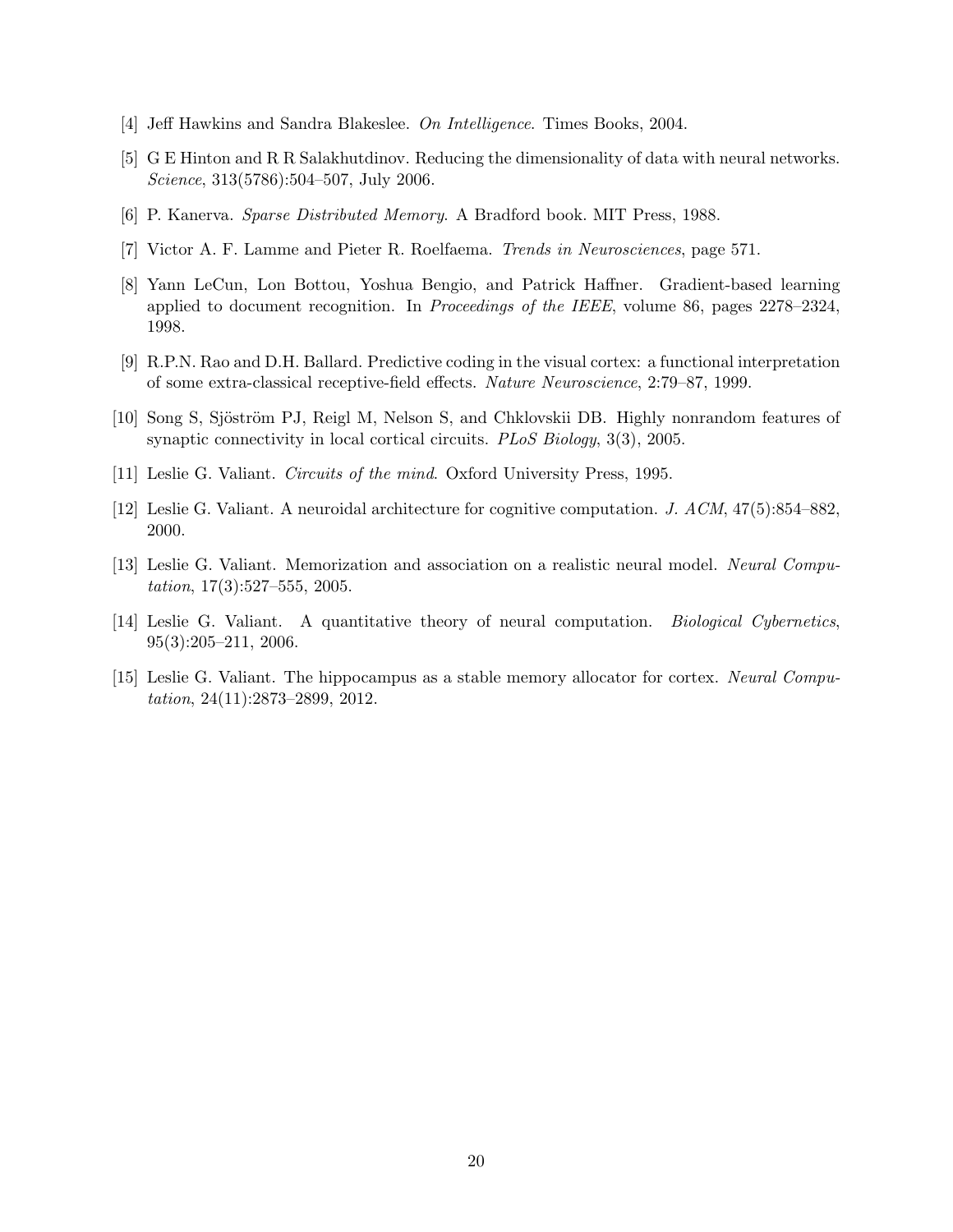[4] Jeff Hawkins and Sandra Blakeslee. *On Intelligence*. Times Books, 2004.

[5] G E Hinton and R R Salakhutdinov. Reducing the dimensionality of data with neural networks. *Science*, 313(5786):504–507, July 2006.

[6] P. Kanerva. *Sparse Distributed Memory*. A Bradford book. MIT Press, 1988.

[7] Victor A. F. Lamme and Pieter R. Roelfaema. *Trends in Neurosciences*, page 571.

[8] Yann LeCun, Lon Bottou, Yoshua Bengio, and Patrick Haffner. Gradient-based learning applied to document recognition. In *Proceedings of the IEEE*, volume 86, pages 2278–2324, 1998.

[9] R.P.N. Rao and D.H. Ballard. Predictive coding in the visual cortex: a functional interpretation of some extra-classical receptive-field effects. *Nature Neuroscience*, 2:79–87, 1999.

[10] Song S, Sjöström PJ, Reigl M, Nelson S, and Chklovskii DB. Highly nonrandom features of synaptic connectivity in local cortical circuits. *PLoS Biology*, 3(3), 2005.

[11] Leslie G. Valiant. *Circuits of the mind*. Oxford University Press, 1995.

[12] Leslie G. Valiant. A neuroidal architecture for cognitive computation. *J. ACM*, 47(5):854–882, 2000.

[13] Leslie G. Valiant. Memorization and association on a realistic neural model. *Neural Computation*, 17(3):527–555, 2005.

[14] Leslie G. Valiant. A quantitative theory of neural computation. *Biological Cybernetics*, 95(3):205–211, 2006.

[15] Leslie G. Valiant. The hippocampus as a stable memory allocator for cortex. *Neural Computation*, 24(11):2873–2899, 2012.